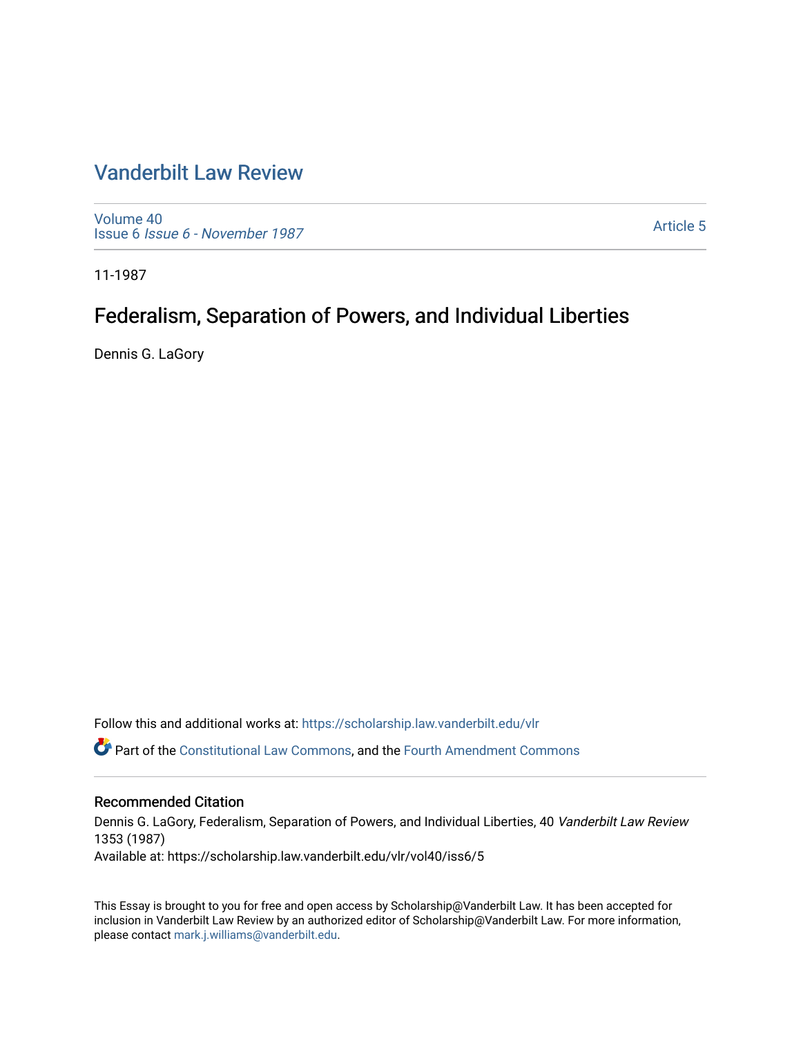# Vanderbilt Law Review

Volume 40
Issue 6 *Issue 6 - November 1987*

Article 5

11-1987

## Federalism, Separation of Powers, and Individual Liberties

Dennis G. LaGory

Follow this and additional works at: https://scholarship.law.vanderbilt.edu/vlr

Part of the Constitutional Law Commons, and the Fourth Amendment Commons

### Recommended Citation

Dennis G. LaGory, Federalism, Separation of Powers, and Individual Liberties, 40 *Vanderbilt Law Review* 1353 (1987)
Available at: https://scholarship.law.vanderbilt.edu/vlr/vol40/iss6/5

This Essay is brought to you for free and open access by Scholarship@Vanderbilt Law. It has been accepted for inclusion in Vanderbilt Law Review by an authorized editor of Scholarship@Vanderbilt Law. For more information, please contact mark.j.williams@vanderbilt.edu.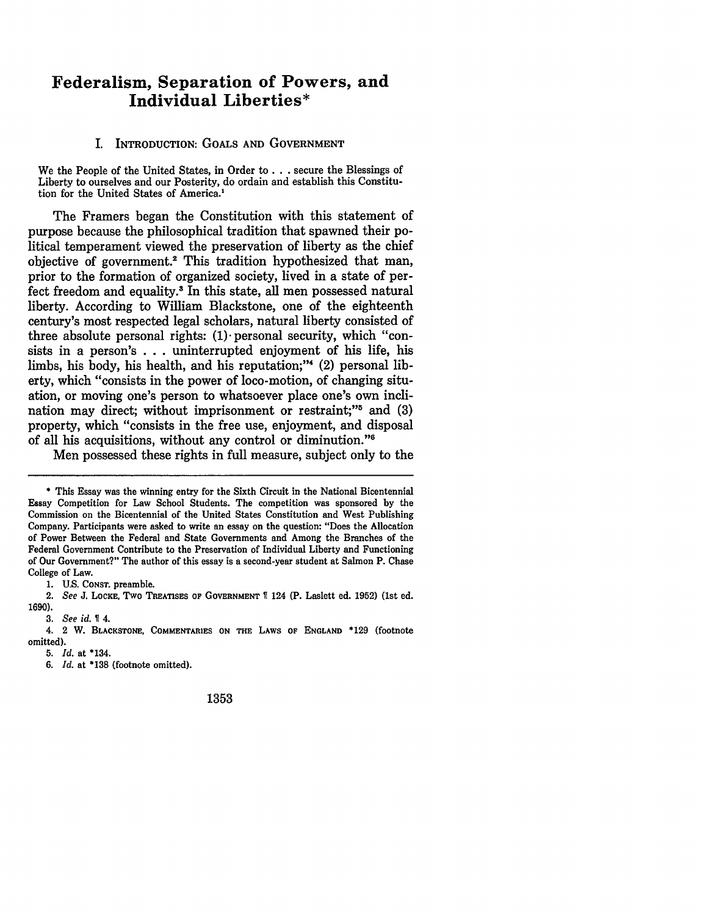# Federalism, Separation of Powers, and Individual Liberties*

## I. Introduction: Goals and Government

> We the People of the United States, in Order to . . . secure the Blessings of Liberty to ourselves and our Posterity, do ordain and establish this Constitution for the United States of America.[1]

The Framers began the Constitution with this statement of purpose because the philosophical tradition that spawned their political temperament viewed the preservation of liberty as the chief objective of government.[2] This tradition hypothesized that man, prior to the formation of organized society, lived in a state of perfect freedom and equality.[3] In this state, all men possessed natural liberty. According to William Blackstone, one of the eighteenth century's most respected legal scholars, natural liberty consisted of three absolute personal rights: (1) personal security, which "consists in a person's . . . uninterrupted enjoyment of his life, his limbs, his body, his health, and his reputation;"[4] (2) personal liberty, which "consists in the power of loco-motion, of changing situation, or moving one's person to whatsoever place one's own inclination may direct; without imprisonment or restraint;"[5] and (3) property, which "consists in the free use, enjoyment, and disposal of all his acquisitions, without any control or diminution."[6]

Men possessed these rights in full measure, subject only to the

---

\* This Essay was the winning entry for the Sixth Circuit in the National Bicentennial Essay Competition for Law School Students. The competition was sponsored by the Commission on the Bicentennial of the United States Constitution and West Publishing Company. Participants were asked to write an essay on the question: "Does the Allocation of Power Between the Federal and State Governments and Among the Branches of the Federal Government Contribute to the Preservation of Individual Liberty and Functioning of Our Government?" The author of this essay is a second-year student at Salmon P. Chase College of Law.

1. U.S. CONST. preamble.

2. *See* J. LOCKE, TWO TREATISES OF GOVERNMENT ¶ 124 (P. Laslett ed. 1952) (1st ed. 1690).

3. *See id.* ¶ 4.

4. 2 W. BLACKSTONE, COMMENTARIES ON THE LAWS OF ENGLAND *129 (footnote omitted).

5. *Id.* at *134.

6. *Id.* at *138 (footnote omitted).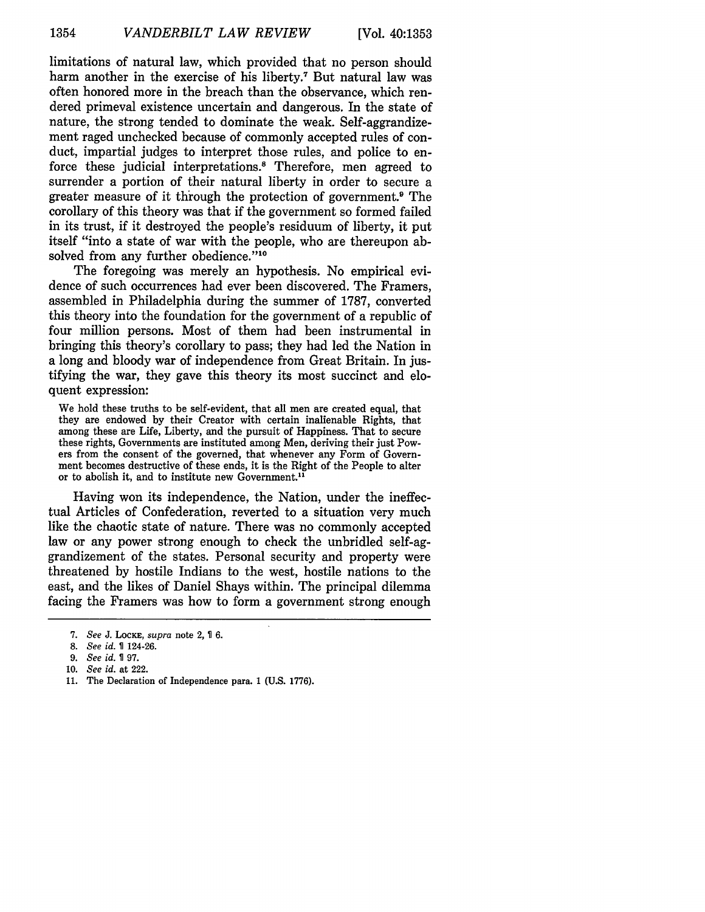limitations of natural law, which provided that no person should harm another in the exercise of his liberty.[7] But natural law was often honored more in the breach than the observance, which rendered primeval existence uncertain and dangerous. In the state of nature, the strong tended to dominate the weak. Self-aggrandizement raged unchecked because of commonly accepted rules of conduct, impartial judges to interpret those rules, and police to enforce these judicial interpretations.[8] Therefore, men agreed to surrender a portion of their natural liberty in order to secure a greater measure of it through the protection of government.[9] The corollary of this theory was that if the government so formed failed in its trust, if it destroyed the people's residuum of liberty, it put itself "into a state of war with the people, who are thereupon absolved from any further obedience."[10]

The foregoing was merely an hypothesis. No empirical evidence of such occurrences had ever been discovered. The Framers, assembled in Philadelphia during the summer of 1787, converted this theory into the foundation for the government of a republic of four million persons. Most of them had been instrumental in bringing this theory's corollary to pass; they had led the Nation in a long and bloody war of independence from Great Britain. In justifying the war, they gave this theory its most succinct and eloquent expression:

> We hold these truths to be self-evident, that all men are created equal, that they are endowed by their Creator with certain inalienable Rights, that among these are Life, Liberty, and the pursuit of Happiness. That to secure these rights, Governments are instituted among Men, deriving their just Powers from the consent of the governed, that whenever any Form of Government becomes destructive of these ends, it is the Right of the People to alter or to abolish it, and to institute new Government.[11]

Having won its independence, the Nation, under the ineffectual Articles of Confederation, reverted to a situation very much like the chaotic state of nature. There was no commonly accepted law or any power strong enough to check the unbridled self-aggrandizement of the states. Personal security and property were threatened by hostile Indians to the west, hostile nations to the east, and the likes of Daniel Shays within. The principal dilemma facing the Framers was how to form a government strong enough

---

7. *See* J. LOCKE, *supra* note 2, ¶ 6.
8. *See id.* ¶ 124-26.
9. *See id.* ¶ 97.
10. *See id.* at 222.
11. The Declaration of Independence para. 1 (U.S. 1776).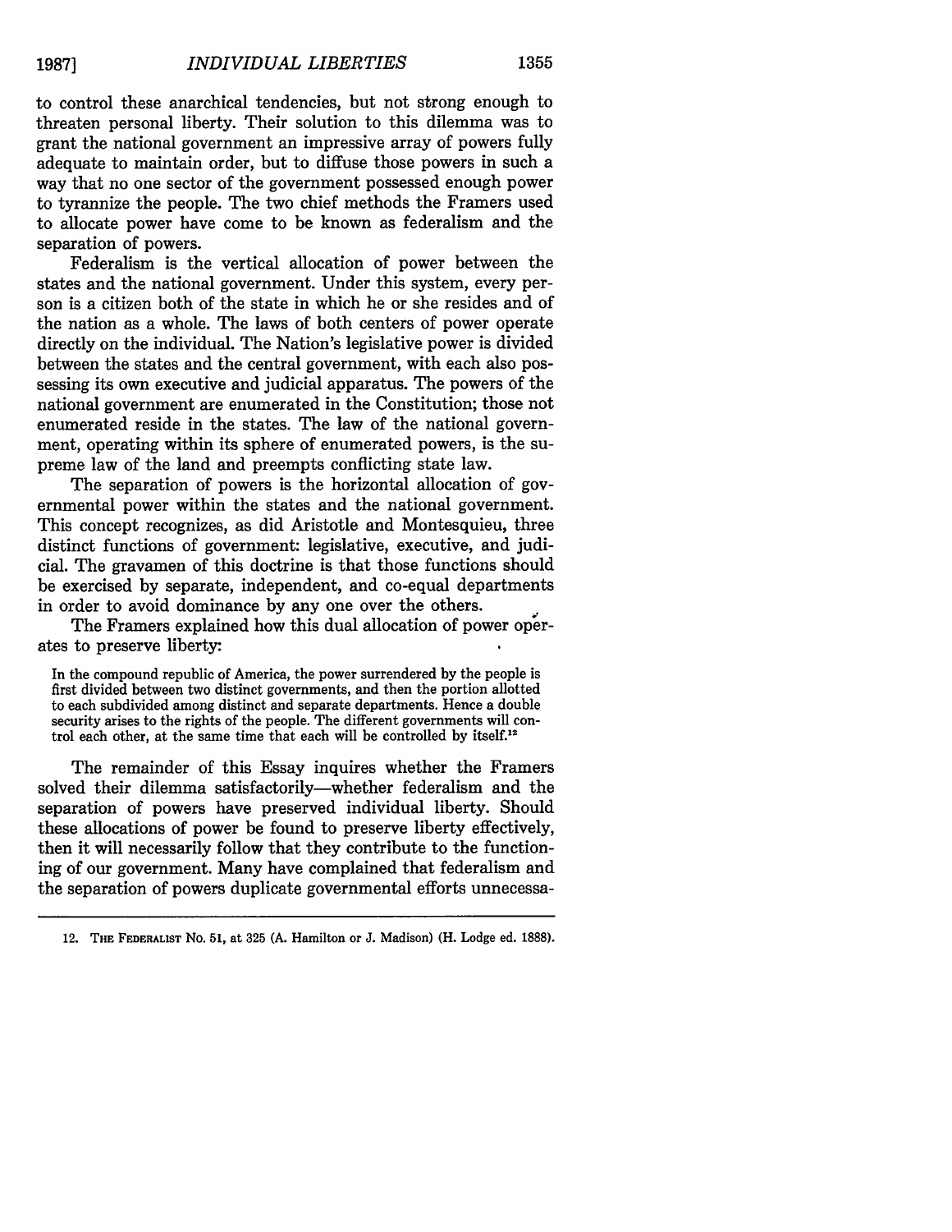to control these anarchical tendencies, but not strong enough to threaten personal liberty. Their solution to this dilemma was to grant the national government an impressive array of powers fully adequate to maintain order, but to diffuse those powers in such a way that no one sector of the government possessed enough power to tyrannize the people. The two chief methods the Framers used to allocate power have come to be known as federalism and the separation of powers.

Federalism is the vertical allocation of power between the states and the national government. Under this system, every person is a citizen both of the state in which he or she resides and of the nation as a whole. The laws of both centers of power operate directly on the individual. The Nation's legislative power is divided between the states and the central government, with each also possessing its own executive and judicial apparatus. The powers of the national government are enumerated in the Constitution; those not enumerated reside in the states. The law of the national government, operating within its sphere of enumerated powers, is the supreme law of the land and preempts conflicting state law.

The separation of powers is the horizontal allocation of governmental power within the states and the national government. This concept recognizes, as did Aristotle and Montesquieu, three distinct functions of government: legislative, executive, and judicial. The gravamen of this doctrine is that those functions should be exercised by separate, independent, and co-equal departments in order to avoid dominance by any one over the others.

The Framers explained how this dual allocation of power operates to preserve liberty:

> In the compound republic of America, the power surrendered by the people is first divided between two distinct governments, and then the portion allotted to each subdivided among distinct and separate departments. Hence a double security arises to the rights of the people. The different governments will control each other, at the same time that each will be controlled by itself.[12]

The remainder of this Essay inquires whether the Framers solved their dilemma satisfactorily—whether federalism and the separation of powers have preserved individual liberty. Should these allocations of power be found to preserve liberty effectively, then it will necessarily follow that they contribute to the functioning of our government. Many have complained that federalism and the separation of powers duplicate governmental efforts unnecessa-

---

12. THE FEDERALIST No. 51, at 325 (A. Hamilton or J. Madison) (H. Lodge ed. 1888).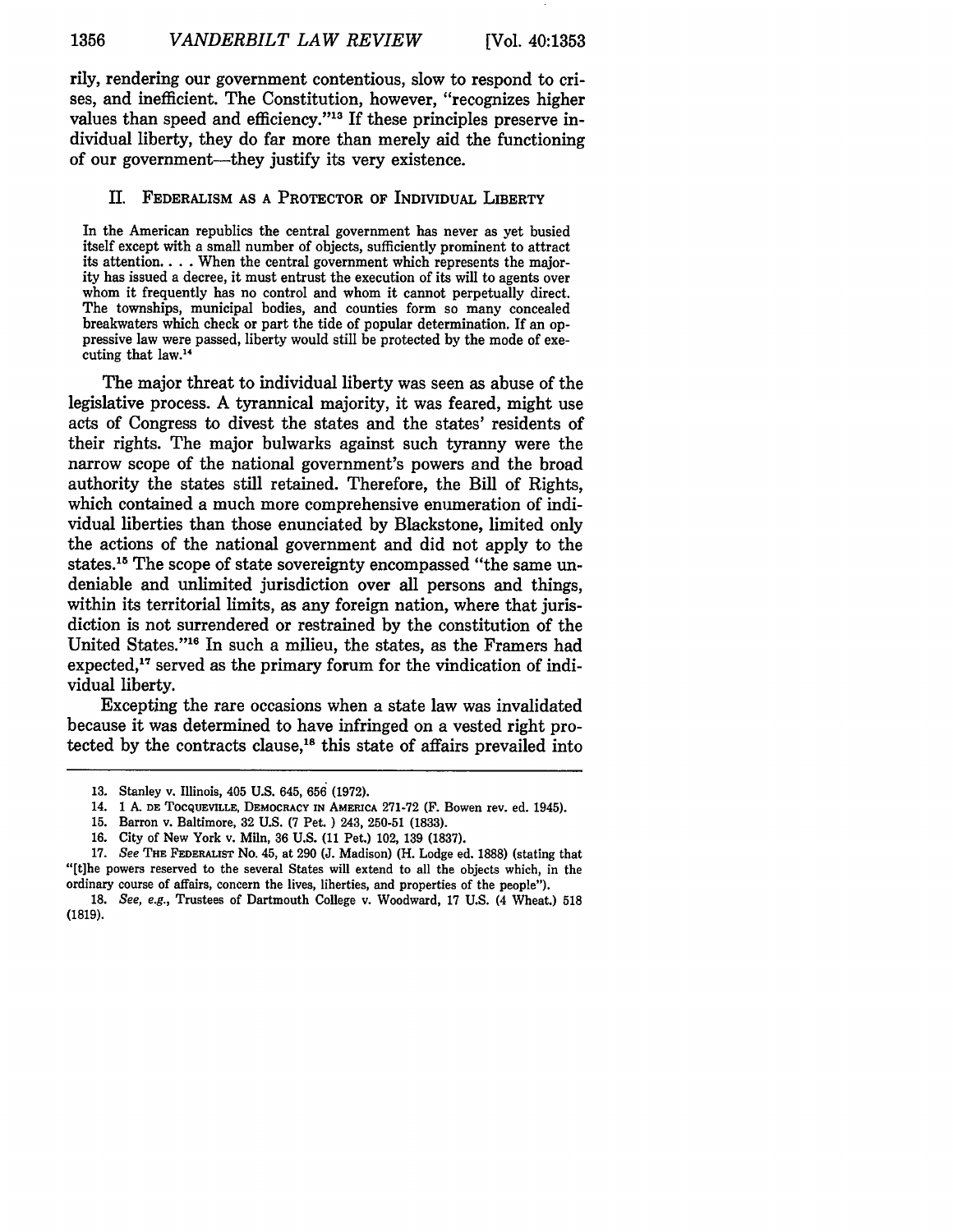rily, rendering our government contentious, slow to respond to crises, and inefficient. The Constitution, however, "recognizes higher values than speed and efficiency."[13] If these principles preserve individual liberty, they do far more than merely aid the functioning of our government—they justify its very existence.

## II. Federalism as a Protector of Individual Liberty

> In the American republics the central government has never as yet busied itself except with a small number of objects, sufficiently prominent to attract its attention. . . . When the central government which represents the majority has issued a decree, it must entrust the execution of its will to agents over whom it frequently has no control and whom it cannot perpetually direct. The townships, municipal bodies, and counties form so many concealed breakwaters which check or part the tide of popular determination. If an oppressive law were passed, liberty would still be protected by the mode of executing that law.[14]

The major threat to individual liberty was seen as abuse of the legislative process. A tyrannical majority, it was feared, might use acts of Congress to divest the states and the states' residents of their rights. The major bulwarks against such tyranny were the narrow scope of the national government's powers and the broad authority the states still retained. Therefore, the Bill of Rights, which contained a much more comprehensive enumeration of individual liberties than those enunciated by Blackstone, limited only the actions of the national government and did not apply to the states.[15] The scope of state sovereignty encompassed "the same undeniable and unlimited jurisdiction over all persons and things, within its territorial limits, as any foreign nation, where that jurisdiction is not surrendered or restrained by the constitution of the United States."[16] In such a milieu, the states, as the Framers had expected,[17] served as the primary forum for the vindication of individual liberty.

Excepting the rare occasions when a state law was invalidated because it was determined to have infringed on a vested right protected by the contracts clause,[18] this state of affairs prevailed into

---

13. Stanley v. Illinois, 405 U.S. 645, 656 (1972).

14. 1 A. de Tocqueville, Democracy in America 271-72 (F. Bowen rev. ed. 1945).

15. Barron v. Baltimore, 32 U.S. (7 Pet. ) 243, 250-51 (1833).

16. City of New York v. Miln, 36 U.S. (11 Pet.) 102, 139 (1837).

17. *See* The Federalist No. 45, at 290 (J. Madison) (H. Lodge ed. 1888) (stating that "[t]he powers reserved to the several States will extend to all the objects which, in the ordinary course of affairs, concern the lives, liberties, and properties of the people").

18. *See, e.g.*, Trustees of Dartmouth College v. Woodward, 17 U.S. (4 Wheat.) 518 (1819).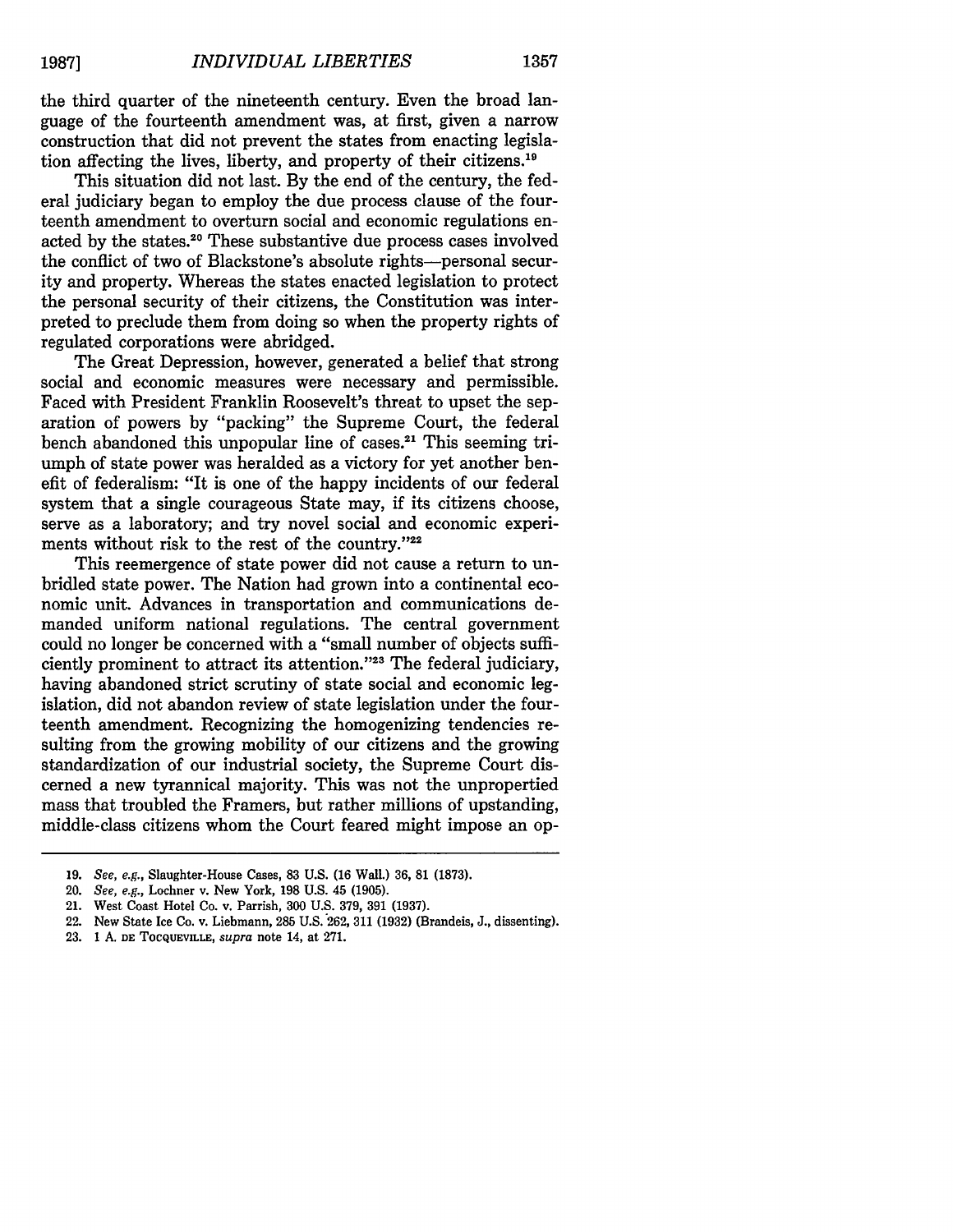the third quarter of the nineteenth century. Even the broad language of the fourteenth amendment was, at first, given a narrow construction that did not prevent the states from enacting legislation affecting the lives, liberty, and property of their citizens.[19]

This situation did not last. By the end of the century, the federal judiciary began to employ the due process clause of the fourteenth amendment to overturn social and economic regulations enacted by the states.[20] These substantive due process cases involved the conflict of two of Blackstone's absolute rights—personal security and property. Whereas the states enacted legislation to protect the personal security of their citizens, the Constitution was interpreted to preclude them from doing so when the property rights of regulated corporations were abridged.

The Great Depression, however, generated a belief that strong social and economic measures were necessary and permissible. Faced with President Franklin Roosevelt's threat to upset the separation of powers by "packing" the Supreme Court, the federal bench abandoned this unpopular line of cases.[21] This seeming triumph of state power was heralded as a victory for yet another benefit of federalism: "It is one of the happy incidents of our federal system that a single courageous State may, if its citizens choose, serve as a laboratory; and try novel social and economic experiments without risk to the rest of the country."[22]

This reemergence of state power did not cause a return to unbridled state power. The Nation had grown into a continental economic unit. Advances in transportation and communications demanded uniform national regulations. The central government could no longer be concerned with a "small number of objects sufficiently prominent to attract its attention."[23] The federal judiciary, having abandoned strict scrutiny of state social and economic legislation, did not abandon review of state legislation under the fourteenth amendment. Recognizing the homogenizing tendencies resulting from the growing mobility of our citizens and the growing standardization of our industrial society, the Supreme Court discerned a new tyrannical majority. This was not the unpropertied mass that troubled the Framers, but rather millions of upstanding, middle-class citizens whom the Court feared might impose an op-

---

19. *See, e.g.*, Slaughter-House Cases, 83 U.S. (16 Wall.) 36, 81 (1873).

20. *See, e.g.*, Lochner v. New York, 198 U.S. 45 (1905).

21. West Coast Hotel Co. v. Parrish, 300 U.S. 379, 391 (1937).

22. New State Ice Co. v. Liebmann, 285 U.S. 262, 311 (1932) (Brandeis, J., dissenting).

23. 1 A. DE TOCQUEVILLE, *supra* note 14, at 271.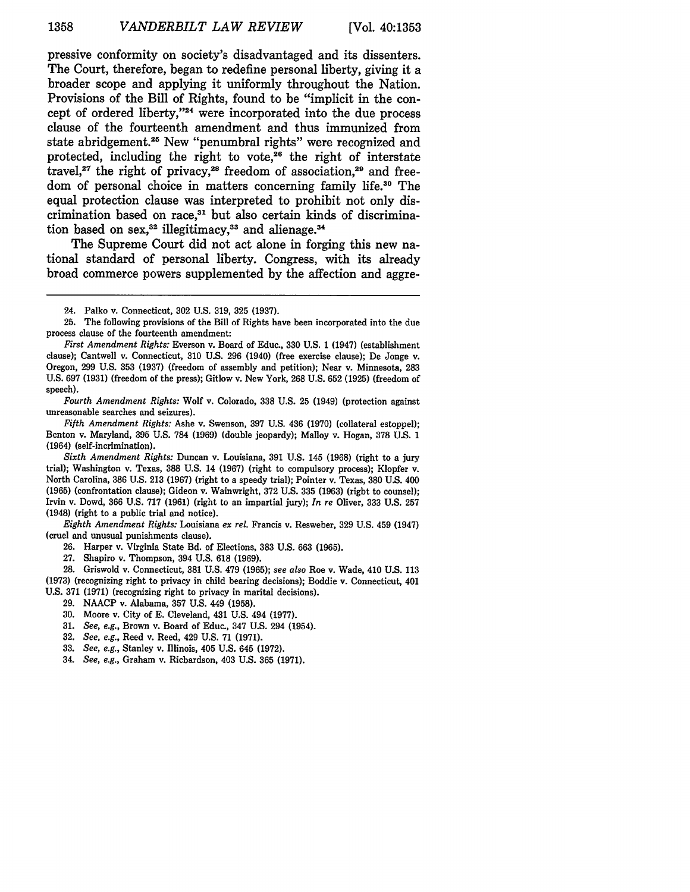pressive conformity on society's disadvantaged and its dissenters. The Court, therefore, began to redefine personal liberty, giving it a broader scope and applying it uniformly throughout the Nation. Provisions of the Bill of Rights, found to be "implicit in the concept of ordered liberty,"[24] were incorporated into the due process clause of the fourteenth amendment and thus immunized from state abridgement.[25] New "penumbral rights" were recognized and protected, including the right to vote,[26] the right of interstate travel,[27] the right of privacy,[28] freedom of association,[29] and freedom of personal choice in matters concerning family life.[30] The equal protection clause was interpreted to prohibit not only discrimination based on race,[31] but also certain kinds of discrimination based on sex,[32] illegitimacy,[33] and alienage.[34]

The Supreme Court did not act alone in forging this new national standard of personal liberty. Congress, with its already broad commerce powers supplemented by the affection and aggre-

---

24. Palko v. Connecticut, 302 U.S. 319, 325 (1937).

25. The following provisions of the Bill of Rights have been incorporated into the due process clause of the fourteenth amendment:

*First Amendment Rights:* Everson v. Board of Educ., 330 U.S. 1 (1947) (establishment clause); Cantwell v. Connecticut, 310 U.S. 296 (1940) (free exercise clause); De Jonge v. Oregon, 299 U.S. 353 (1937) (freedom of assembly and petition); Near v. Minnesota, 283 U.S. 697 (1931) (freedom of the press); Gitlow v. New York, 268 U.S. 652 (1925) (freedom of speech).

*Fourth Amendment Rights:* Wolf v. Colorado, 338 U.S. 25 (1949) (protection against unreasonable searches and seizures).

*Fifth Amendment Rights:* Ashe v. Swenson, 397 U.S. 436 (1970) (collateral estoppel); Benton v. Maryland, 395 U.S. 784 (1969) (double jeopardy); Malloy v. Hogan, 378 U.S. 1 (1964) (self-incrimination).

*Sixth Amendment Rights:* Duncan v. Louisiana, 391 U.S. 145 (1968) (right to a jury trial); Washington v. Texas, 388 U.S. 14 (1967) (right to compulsory process); Klopfer v. North Carolina, 386 U.S. 213 (1967) (right to a speedy trial); Pointer v. Texas, 380 U.S. 400 (1965) (confrontation clause); Gideon v. Wainwright, 372 U.S. 335 (1963) (rigbt to counsel); Irvin v. Dowd, 366 U.S. 717 (1961) (right to an impartial jury); *In re* Oliver, 333 U.S. 257 (1948) (right to a public trial and notice).

*Eighth Amendment Rights:* Louisiana *ex rel.* Francis v. Resweber, 329 U.S. 459 (1947) (cruel and unusual punishments clause).

26. Harper v. Virginia State Bd. of Elections, 383 U.S. 663 (1965).

27. Shapiro v. Thompson, 394 U.S. 618 (1969).

28. Griswold v. Connecticut, 381 U.S. 479 (1965); *see also* Roe v. Wade, 410 U.S. 113 (1973) (recognizing right to privacy in child bearing decisions); Boddie v. Connecticut, 401 U.S. 371 (1971) (recognizing right to privacy in marital decisions).

29. NAACP v. Alabama, 357 U.S. 449 (1958).

30. Moore v. City of E. Cleveland, 431 U.S. 494 (1977).

31. *See, e.g.*, Brown v. Board of Educ., 347 U.S. 294 (1954).

32. *See, e.g.*, Reed v. Reed, 429 U.S. 71 (1971).

33. *See, e.g.*, Stanley v. Illinois, 405 U.S. 645 (1972).

34. *See, e.g.*, Graham v. Richardson, 403 U.S. 365 (1971).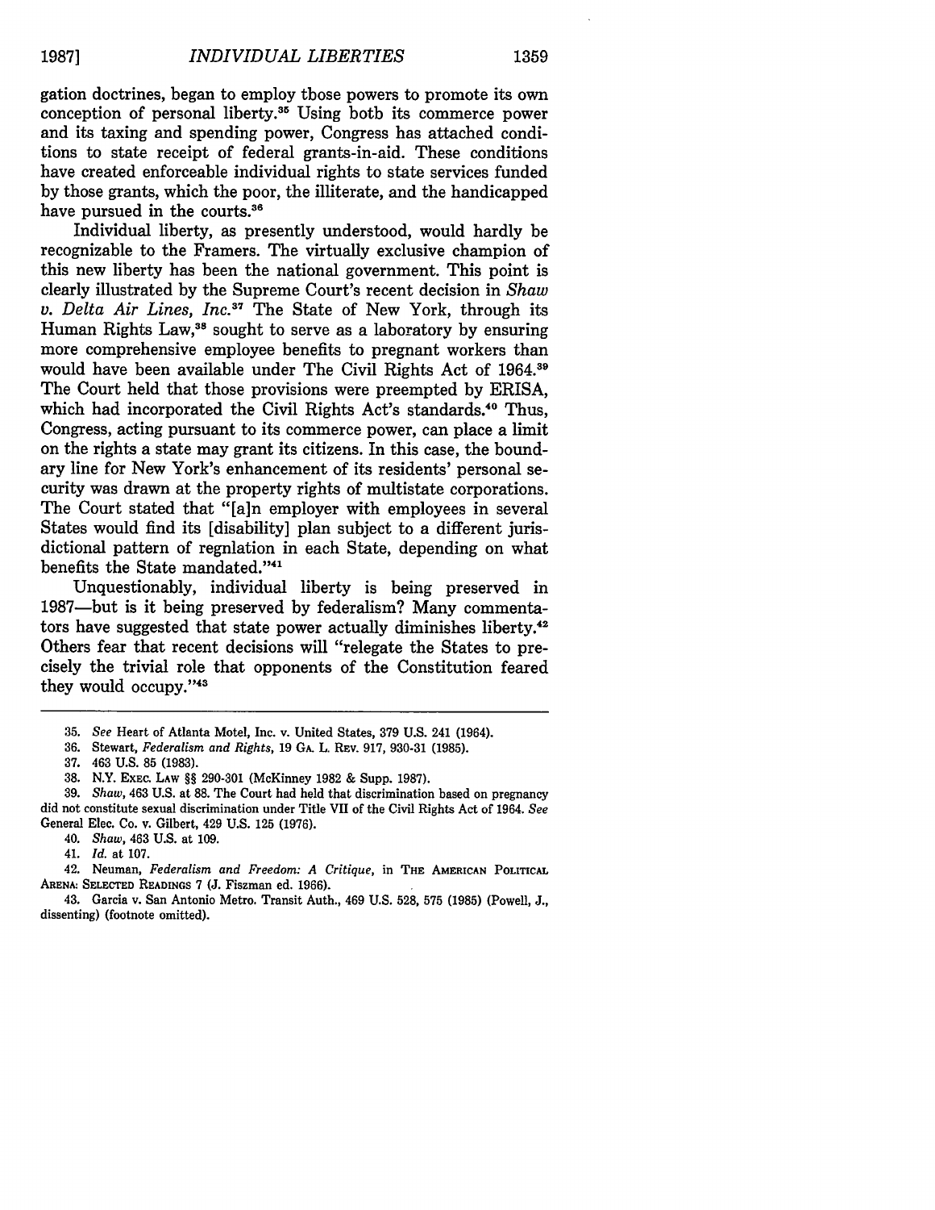gation doctrines, began to employ those powers to promote its own conception of personal liberty.[35] Using both its commerce power and its taxing and spending power, Congress has attached conditions to state receipt of federal grants-in-aid. These conditions have created enforceable individual rights to state services funded by those grants, which the poor, the illiterate, and the handicapped have pursued in the courts.[36]

Individual liberty, as presently understood, would hardly be recognizable to the Framers. The virtually exclusive champion of this new liberty has been the national government. This point is clearly illustrated by the Supreme Court's recent decision in *Shaw v. Delta Air Lines, Inc.*[37] The State of New York, through its Human Rights Law,[38] sought to serve as a laboratory by ensuring more comprehensive employee benefits to pregnant workers than would have been available under The Civil Rights Act of 1964.[39] The Court held that those provisions were preempted by ERISA, which had incorporated the Civil Rights Act's standards.[40] Thus, Congress, acting pursuant to its commerce power, can place a limit on the rights a state may grant its citizens. In this case, the boundary line for New York's enhancement of its residents' personal security was drawn at the property rights of multistate corporations. The Court stated that "[a]n employer with employees in several States would find its [disability] plan subject to a different jurisdictional pattern of regulation in each State, depending on what benefits the State mandated."[41]

Unquestionably, individual liberty is being preserved in 1987—but is it being preserved by federalism? Many commentators have suggested that state power actually diminishes liberty.[42] Others fear that recent decisions will "relegate the States to precisely the trivial role that opponents of the Constitution feared they would occupy."[43]

---

35. *See* Heart of Atlanta Motel, Inc. v. United States, 379 U.S. 241 (1964).

36. Stewart, *Federalism and Rights*, 19 GA. L. REV. 917, 930-31 (1985).

37. 463 U.S. 85 (1983).

38. N.Y. EXEC. LAW §§ 290-301 (McKinney 1982 & Supp. 1987).

39. *Shaw*, 463 U.S. at 88. The Court had held that discrimination based on pregnancy did not constitute sexual discrimination under Title VII of the Civil Rights Act of 1964. *See* General Elec. Co. v. Gilbert, 429 U.S. 125 (1976).

40. *Shaw*, 463 U.S. at 109.

41. *Id.* at 107.

42. Neuman, *Federalism and Freedom: A Critique*, in THE AMERICAN POLITICAL ARENA: SELECTED READINGS 7 (J. Fiszman ed. 1966).

43. Garcia v. San Antonio Metro. Transit Auth., 469 U.S. 528, 575 (1985) (Powell, J., dissenting) (footnote omitted).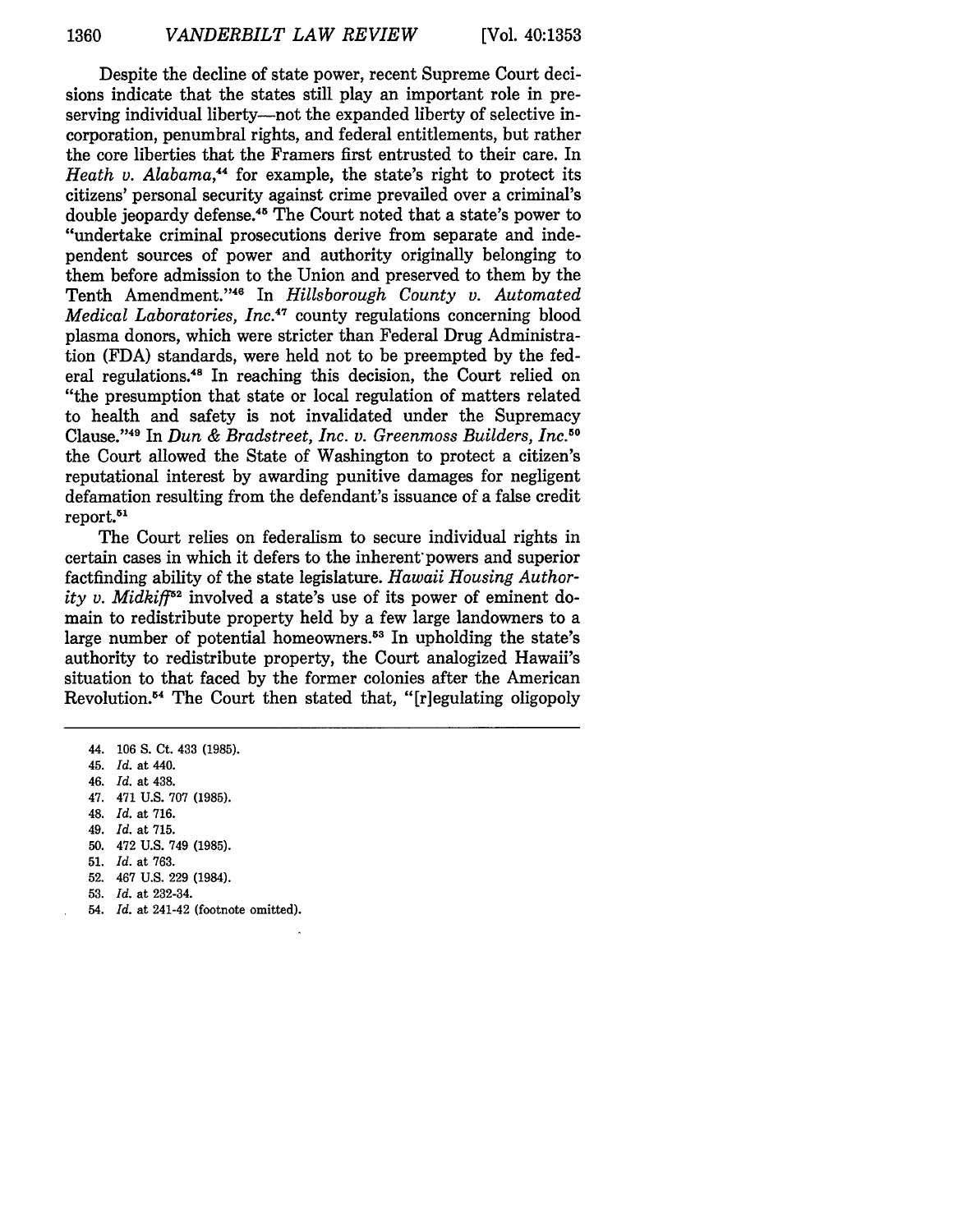Despite the decline of state power, recent Supreme Court decisions indicate that the states still play an important role in preserving individual liberty—not the expanded liberty of selective incorporation, penumbral rights, and federal entitlements, but rather the core liberties that the Framers first entrusted to their care. In *Heath v. Alabama*,[44] for example, the state's right to protect its citizens' personal security against crime prevailed over a criminal's double jeopardy defense.[45] The Court noted that a state's power to "undertake criminal prosecutions derive from separate and independent sources of power and authority originally belonging to them before admission to the Union and preserved to them by the Tenth Amendment."[46] In *Hillsborough County v. Automated Medical Laboratories, Inc.*[47] county regulations concerning blood plasma donors, which were stricter than Federal Drug Administration (FDA) standards, were held not to be preempted by the federal regulations.[48] In reaching this decision, the Court relied on "the presumption that state or local regulation of matters related to health and safety is not invalidated under the Supremacy Clause."[49] In *Dun & Bradstreet, Inc. v. Greenmoss Builders, Inc.*[50] the Court allowed the State of Washington to protect a citizen's reputational interest by awarding punitive damages for negligent defamation resulting from the defendant's issuance of a false credit report.[51]

The Court relies on federalism to secure individual rights in certain cases in which it defers to the inherent powers and superior factfinding ability of the state legislature. *Hawaii Housing Authority v. Midkiff*[52] involved a state's use of its power of eminent domain to redistribute property held by a few large landowners to a large number of potential homeowners.[53] In upholding the state's authority to redistribute property, the Court analogized Hawaii's situation to that faced by the former colonies after the American Revolution.[54] The Court then stated that, "[r]egulating oligopoly

44. 106 S. Ct. 433 (1985).
45. *Id.* at 440.
46. *Id.* at 438.
47. 471 U.S. 707 (1985).
48. *Id.* at 716.
49. *Id.* at 715.
50. 472 U.S. 749 (1985).
51. *Id.* at 763.
52. 467 U.S. 229 (1984).
53. *Id.* at 232-34.
54. *Id.* at 241-42 (footnote omitted).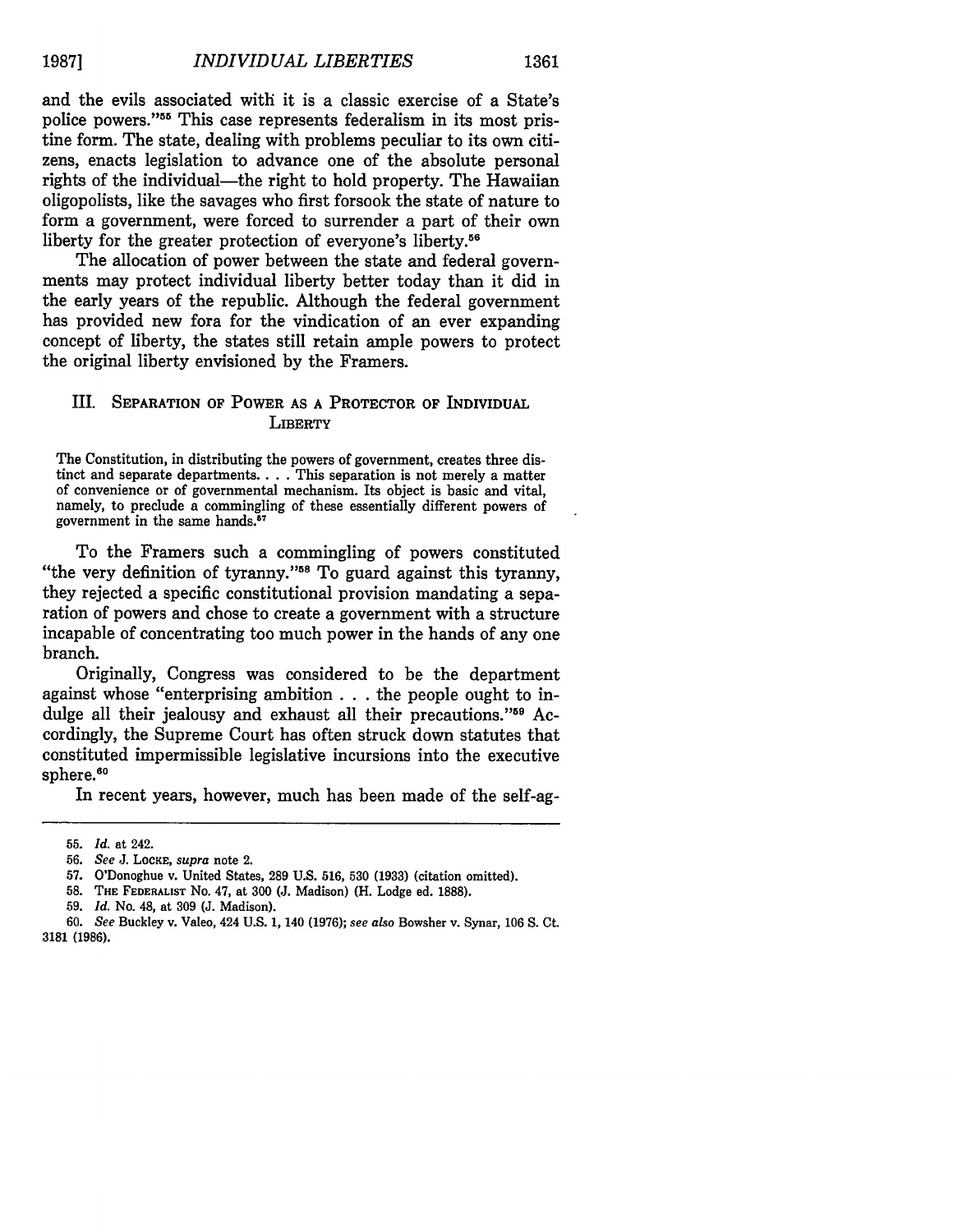and the evils associated with it is a classic exercise of a State's police powers."[55] This case represents federalism in its most pristine form. The state, dealing with problems peculiar to its own citizens, enacts legislation to advance one of the absolute personal rights of the individual—the right to hold property. The Hawaiian oligopolists, like the savages who first forsook the state of nature to form a government, were forced to surrender a part of their own liberty for the greater protection of everyone's liberty.[56]

The allocation of power between the state and federal governments may protect individual liberty better today than it did in the early years of the republic. Although the federal government has provided new fora for the vindication of an ever expanding concept of liberty, the states still retain ample powers to protect the original liberty envisioned by the Framers.

## III. Separation of Power as a Protector of Individual Liberty

> The Constitution, in distributing the powers of government, creates three distinct and separate departments. . . . This separation is not merely a matter of convenience or of governmental mechanism. Its object is basic and vital, namely, to preclude a commingling of these essentially different powers of government in the same hands.[57]

To the Framers such a commingling of powers constituted "the very definition of tyranny."[58] To guard against this tyranny, they rejected a specific constitutional provision mandating a separation of powers and chose to create a government with a structure incapable of concentrating too much power in the hands of any one branch.

Originally, Congress was considered to be the department against whose "enterprising ambition . . . the people ought to indulge all their jealousy and exhaust all their precautions."[59] Accordingly, the Supreme Court has often struck down statutes that constituted impermissible legislative incursions into the executive sphere.[60]

In recent years, however, much has been made of the self-ag-

---

55. *Id.* at 242.

56. *See* J. Locke, *supra* note 2.

57. O'Donoghue v. United States, 289 U.S. 516, 530 (1933) (citation omitted).

58. The Federalist No. 47, at 300 (J. Madison) (H. Lodge ed. 1888).

59. *Id.* No. 48, at 309 (J. Madison).

60. *See* Buckley v. Valeo, 424 U.S. 1, 140 (1976); *see also* Bowsher v. Synar, 106 S. Ct. 3181 (1986).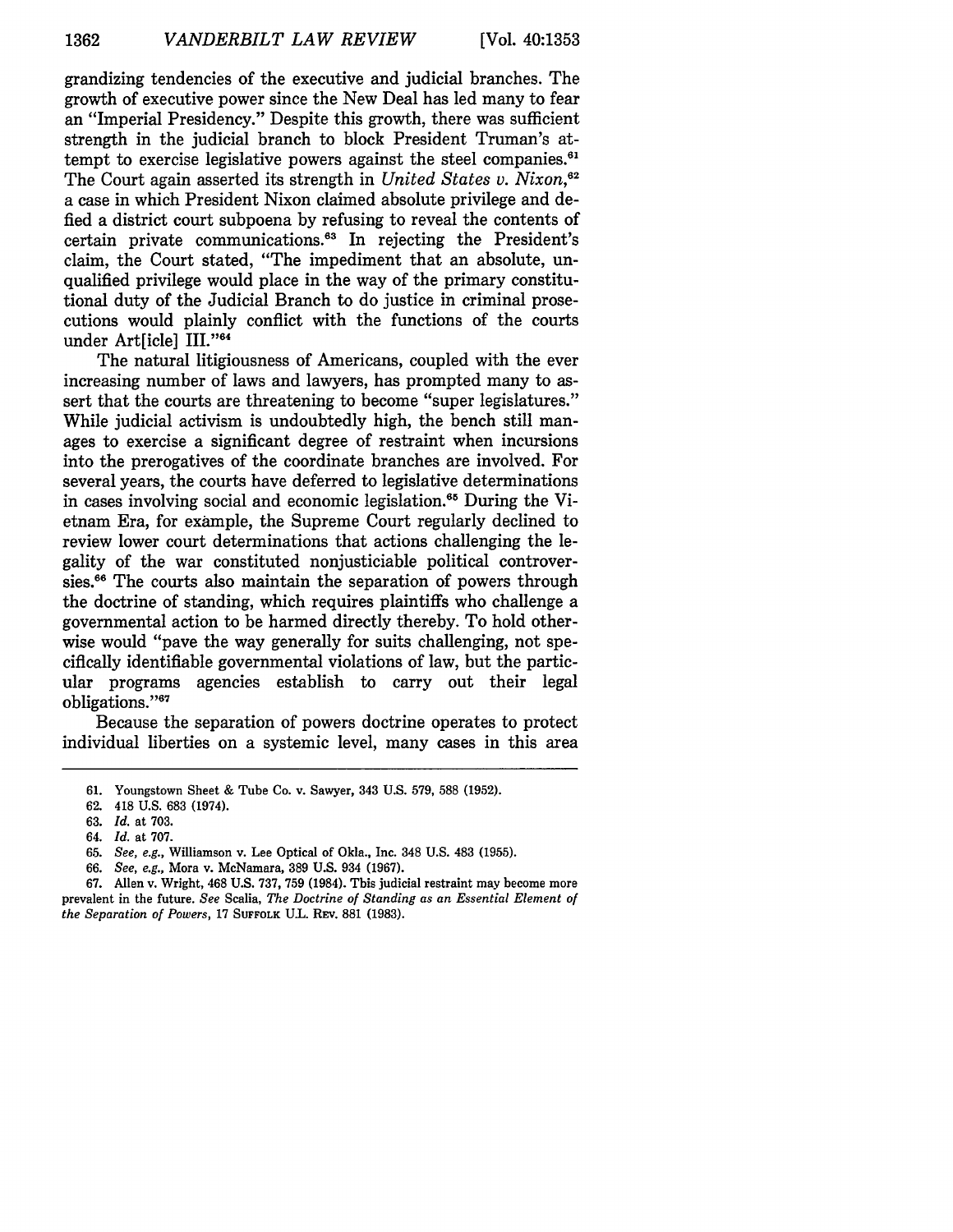grandizing tendencies of the executive and judicial branches. The growth of executive power since the New Deal has led many to fear an "Imperial Presidency." Despite this growth, there was sufficient strength in the judicial branch to block President Truman's attempt to exercise legislative powers against the steel companies.[61] The Court again asserted its strength in *United States v. Nixon*,[62] a case in which President Nixon claimed absolute privilege and defied a district court subpoena by refusing to reveal the contents of certain private communications.[63] In rejecting the President's claim, the Court stated, "The impediment that an absolute, unqualified privilege would place in the way of the primary constitutional duty of the Judicial Branch to do justice in criminal prosecutions would plainly conflict with the functions of the courts under Art[icle] III."[64]

The natural litigiousness of Americans, coupled with the ever increasing number of laws and lawyers, has prompted many to assert that the courts are threatening to become "super legislatures." While judicial activism is undoubtedly high, the bench still manages to exercise a significant degree of restraint when incursions into the prerogatives of the coordinate branches are involved. For several years, the courts have deferred to legislative determinations in cases involving social and economic legislation.[65] During the Vietnam Era, for example, the Supreme Court regularly declined to review lower court determinations that actions challenging the legality of the war constituted nonjusticiable political controversies.[66] The courts also maintain the separation of powers through the doctrine of standing, which requires plaintiffs who challenge a governmental action to be harmed directly thereby. To hold otherwise would "pave the way generally for suits challenging, not specifically identifiable governmental violations of law, but the particular programs agencies establish to carry out their legal obligations."[67]

Because the separation of powers doctrine operates to protect individual liberties on a systemic level, many cases in this area

---

61. Youngstown Sheet & Tube Co. v. Sawyer, 343 U.S. 579, 588 (1952).

62. 418 U.S. 683 (1974).

63. *Id.* at 703.

64. *Id.* at 707.

65. *See, e.g.*, Williamson v. Lee Optical of Okla., Inc. 348 U.S. 483 (1955).

66. *See, e.g.*, Mora v. McNamara, 389 U.S. 934 (1967).

67. Allen v. Wright, 468 U.S. 737, 759 (1984). This judicial restraint may become more prevalent in the future. *See* Scalia, *The Doctrine of Standing as an Essential Element of the Separation of Powers*, 17 SUFFOLK U.L. REV. 881 (1983).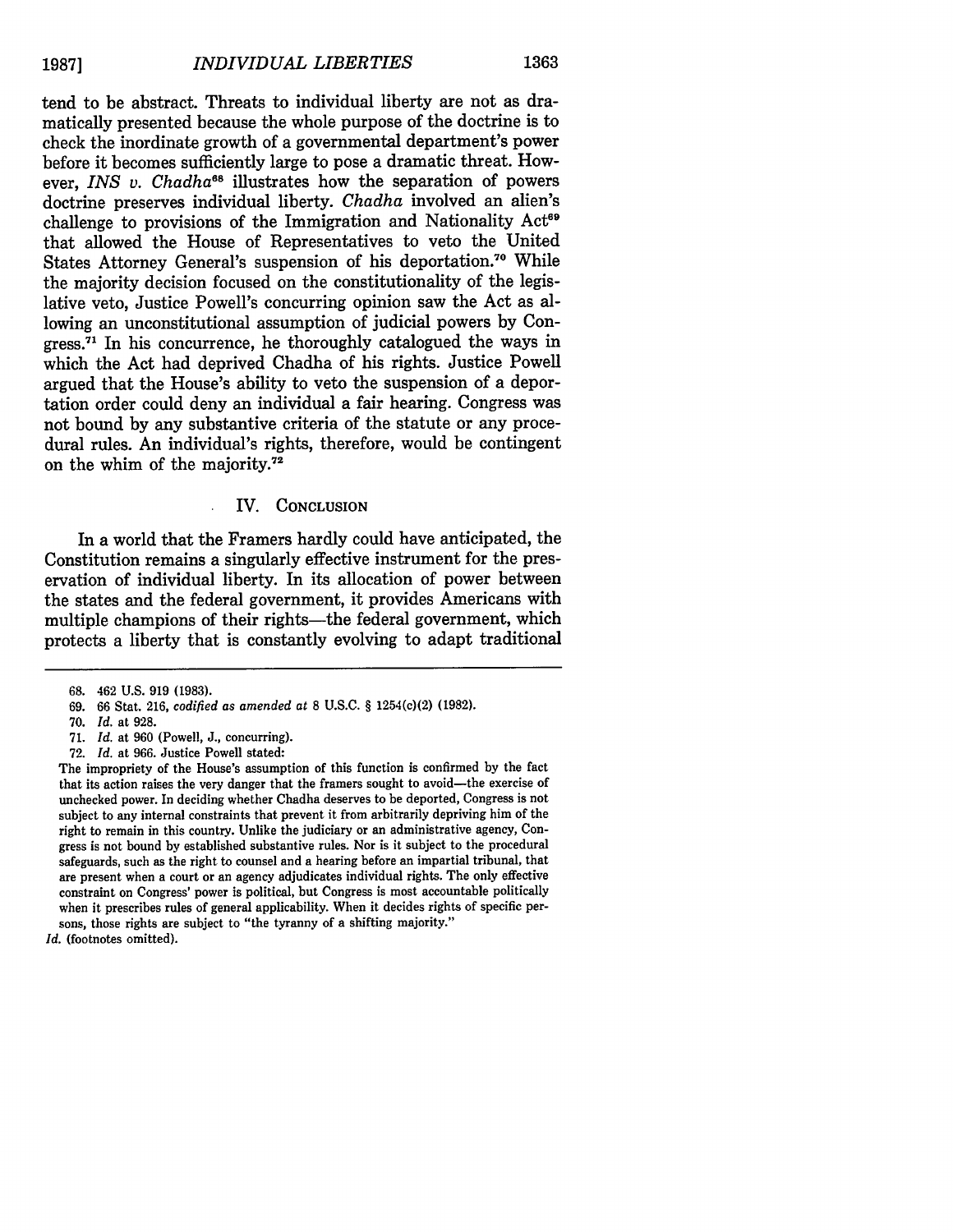tend to be abstract. Threats to individual liberty are not as dramatically presented because the whole purpose of the doctrine is to check the inordinate growth of a governmental department's power before it becomes sufficiently large to pose a dramatic threat. However, *INS v. Chadha*[68] illustrates how the separation of powers doctrine preserves individual liberty. *Chadha* involved an alien's challenge to provisions of the Immigration and Nationality Act[69] that allowed the House of Representatives to veto the United States Attorney General's suspension of his deportation.[70] While the majority decision focused on the constitutionality of the legislative veto, Justice Powell's concurring opinion saw the Act as allowing an unconstitutional assumption of judicial powers by Congress.[71] In his concurrence, he thoroughly catalogued the ways in which the Act had deprived Chadha of his rights. Justice Powell argued that the House's ability to veto the suspension of a deportation order could deny an individual a fair hearing. Congress was not bound by any substantive criteria of the statute or any procedural rules. An individual's rights, therefore, would be contingent on the whim of the majority.[72]

## IV. Conclusion

In a world that the Framers hardly could have anticipated, the Constitution remains a singularly effective instrument for the preservation of individual liberty. In its allocation of power between the states and the federal government, it provides Americans with multiple champions of their rights—the federal government, which protects a liberty that is constantly evolving to adapt traditional

---

68. 462 U.S. 919 (1983).

69. 66 Stat. 216, *codified as amended at* 8 U.S.C. § 1254(c)(2) (1982).

70. *Id.* at 928.

71. *Id.* at 960 (Powell, J., concurring).

72. *Id.* at 966. Justice Powell stated:

The impropriety of the House's assumption of this function is confirmed by the fact that its action raises the very danger that the framers sought to avoid—the exercise of unchecked power. In deciding whether Chadha deserves to be deported, Congress is not subject to any internal constraints that prevent it from arbitrarily depriving him of the right to remain in this country. Unlike the judiciary or an administrative agency, Congress is not bound by established substantive rules. Nor is it subject to the procedural safeguards, such as the right to counsel and a hearing before an impartial tribunal, that are present when a court or an agency adjudicates individual rights. The only effective constraint on Congress' power is political, but Congress is most accountable politically when it prescribes rules of general applicability. When it decides rights of specific persons, those rights are subject to "the tyranny of a shifting majority."

*Id.* (footnotes omitted).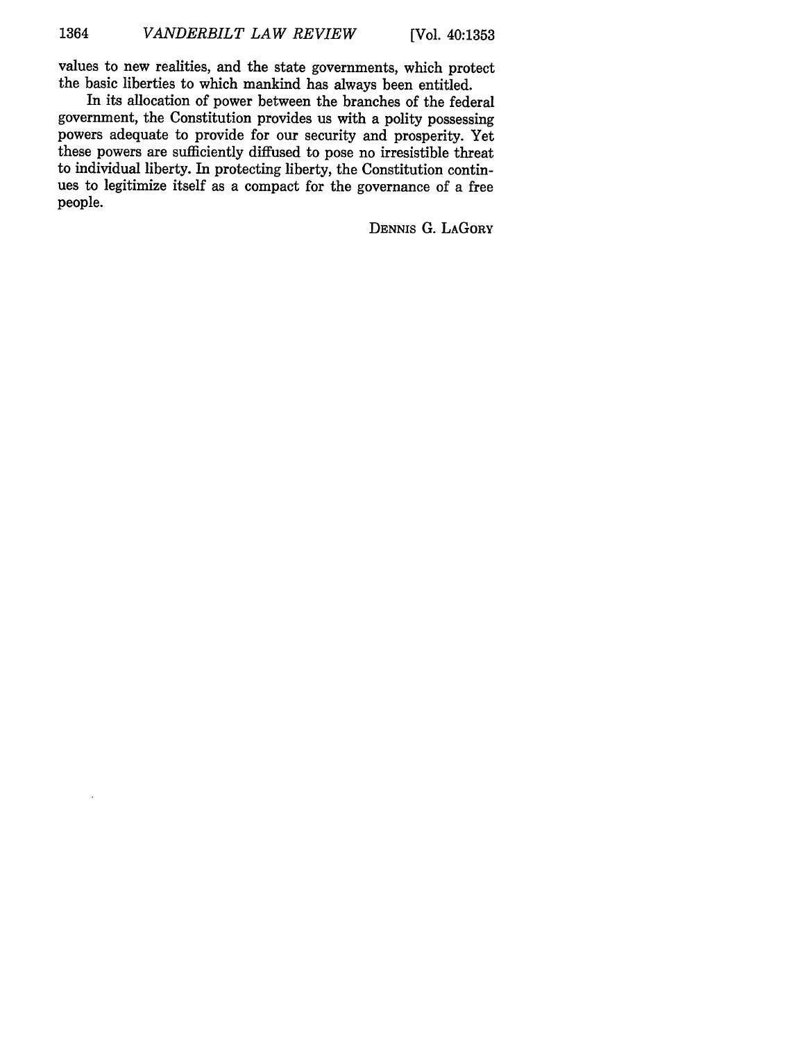values to new realities, and the state governments, which protect the basic liberties to which mankind has always been entitled.

In its allocation of power between the branches of the federal government, the Constitution provides us with a polity possessing powers adequate to provide for our security and prosperity. Yet these powers are sufficiently diffused to pose no irresistible threat to individual liberty. In protecting liberty, the Constitution continues to legitimize itself as a compact for the governance of a free people.

DENNIS G. LAGORY